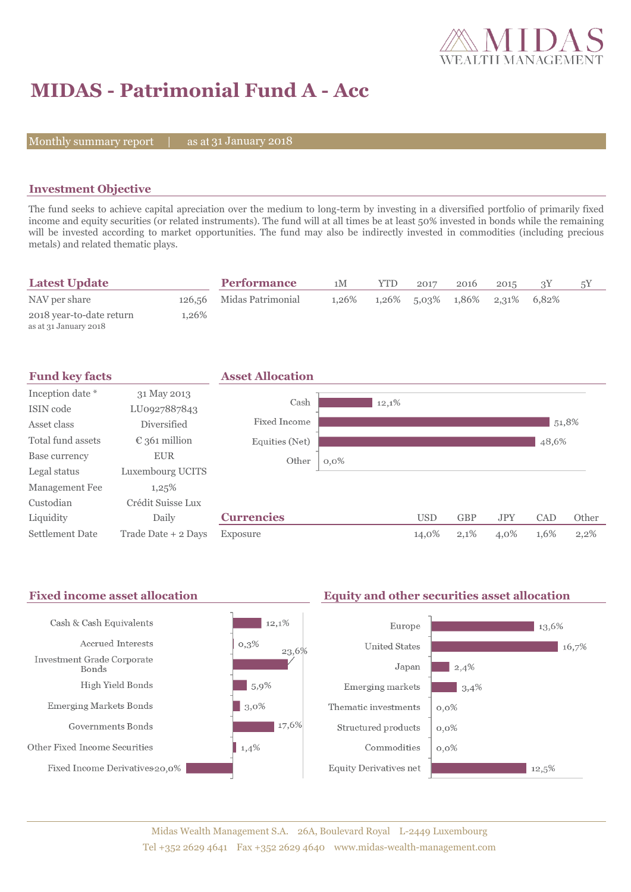# MIDAS - Patrimonial Fund A - Acc

Monthly summary report | as at 31 January 2018

## Investment Objective

The fund seeks to achieve capital apreciation over the medium to long-term by investing in a diversified portfolio of primarily fixed income and equity securities (or related instruments). The fund will at all times be at least 50% invested in bonds while the remaining will be invested according to market opportunities. The fund may also be indirectly invested in commodities (including precious metals) and related thematic plays.

## Latest Update

| | |
|---|---|
| NAV per share | 126,56 |
| 2018 year-to-date return<br>as at 31 January 2018 | 1,26% |

## Performance

| | 1M | YTD | 2017 | 2016 | 2015 | 3Y | 5Y |
|---|---|---|---|---|---|---|---|
| Midas Patrimonial | 1,26% | 1,26% | 5,03% | 1,86% | 2,31% | 6,82% | |

## Fund key facts

| | |
|---|---|
| Inception date * | 31 May 2013 |
| ISIN code | LU0927887843 |
| Asset class | Diversified |
| Total fund assets | € 361 million |
| Base currency | EUR |
| Legal status | Luxembourg UCITS |
| Management Fee | 1,25% |
| Custodian | Crédit Suisse Lux |
| Liquidity | Daily |
| Settlement Date | Trade Date + 2 Days |

## Asset Allocation

| | |
|---|---|
| Cash | 12,1% |
| Fixed Income | 51,8% |
| Equities (Net) | 48,6% |
| Other | 0,0% |

## Currencies

| | USD | GBP | JPY | CAD | Other |
|---|---|---|---|---|---|
| Exposure | 14,0% | 2,1% | 4,0% | 1,6% | 2,2% |

## Fixed income asset allocation

| | |
|---|---|
| Cash & Cash Equivalents | 12,1% |
| Accrued Interests | 0,3% |
| Investment Grade Corporate Bonds | 23,6% |
| High Yield Bonds | 5,9% |
| Emerging Markets Bonds | 3,0% |
| Governments Bonds | 17,6% |
| Other Fixed Income Securities | 1,4% |
| Fixed Income Derivatives | -20,0% |

## Equity and other securities asset allocation

| | |
|---|---|
| Europe | 13,6% |
| United States | 16,7% |
| Japan | 2,4% |
| Emerging markets | 3,4% |
| Thematic investments | 0,0% |
| Structured products | 0,0% |
| Commodities | 0,0% |
| Equity Derivatives net | 12,5% |

Midas Wealth Management S.A. 26A, Boulevard Royal L-2449 Luxembourg
Tel +352 2629 4641 Fax +352 2629 4640 www.midas-wealth-management.com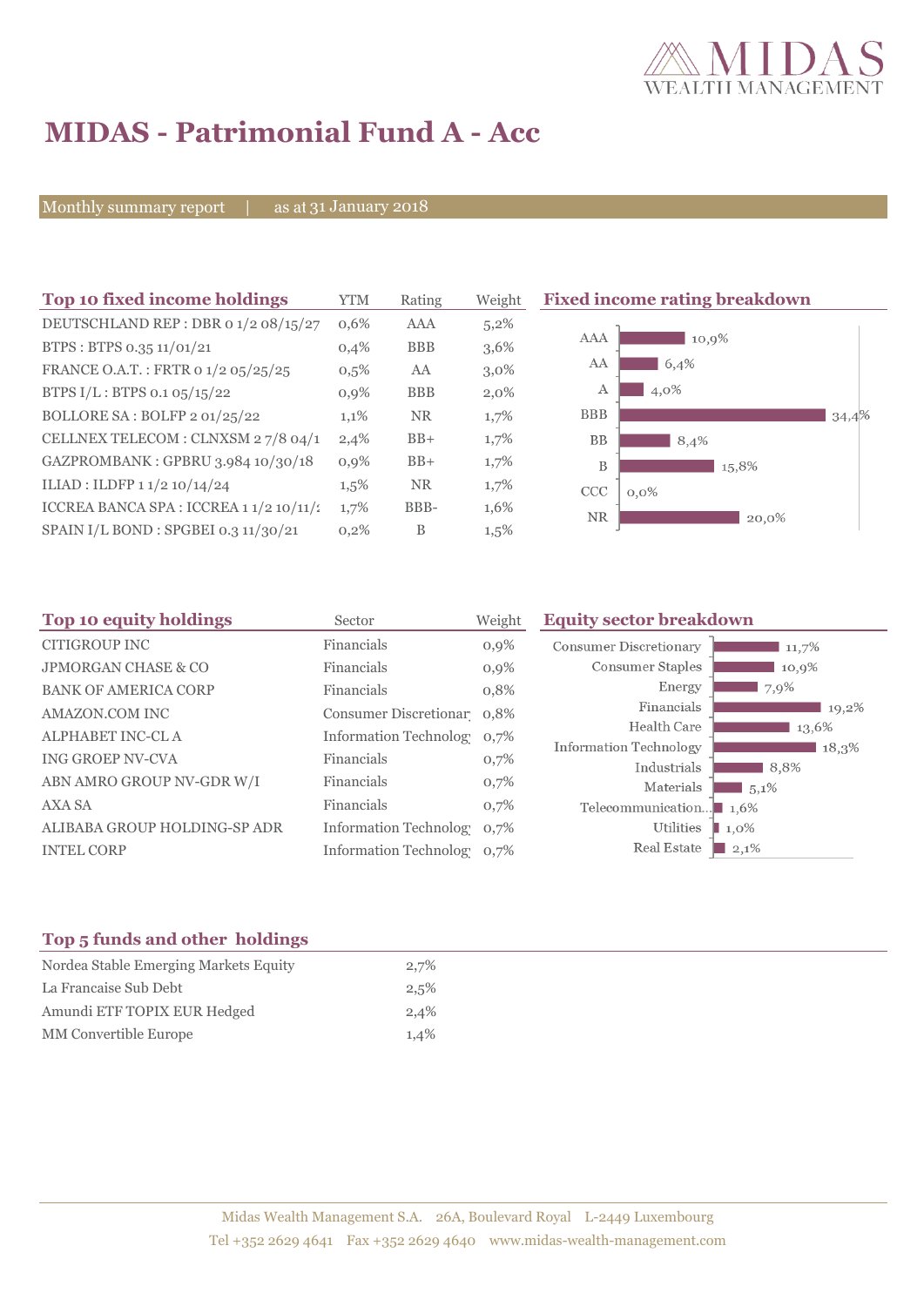# MIDAS - Patrimonial Fund A - Acc

Monthly summary report | as at 31 January 2018

## Top 10 fixed income holdings

| Top 10 fixed income holdings | YTM | Rating | Weight |
|---|---|---|---|
| DEUTSCHLAND REP : DBR 0 1/2 08/15/27 | 0,6% | AAA | 5,2% |
| BTPS : BTPS 0.35 11/01/21 | 0,4% | BBB | 3,6% |
| FRANCE O.A.T. : FRTR 0 1/2 05/25/25 | 0,5% | AA | 3,0% |
| BTPS I/L : BTPS 0.1 05/15/22 | 0,9% | BBB | 2,0% |
| BOLLORE SA : BOLFP 2 01/25/22 | 1,1% | NR | 1,7% |
| CELLNEX TELECOM : CLNXSM 2 7/8 04/1 | 2,4% | BB+ | 1,7% |
| GAZPROMBANK : GPBRU 3.984 10/30/18 | 0,9% | BB+ | 1,7% |
| ILIAD : ILDFP 1 1/2 10/14/24 | 1,5% | NR | 1,7% |
| ICCREA BANCA SPA : ICCREA 1 1/2 10/11/2 | 1,7% | BBB- | 1,6% |
| SPAIN I/L BOND : SPGBEI 0.3 11/30/21 | 0,2% | B | 1,5% |

## Fixed income rating breakdown

| Rating | Weight |
|---|---|
| AAA | 10,9% |
| AA | 6,4% |
| A | 4,0% |
| BBB | 34,4% |
| BB | 8,4% |
| B | 15,8% |
| CCC | 0,0% |
| NR | 20,0% |

## Top 10 equity holdings

| Top 10 equity holdings | Sector | Weight |
|---|---|---|
| CITIGROUP INC | Financials | 0,9% |
| JPMORGAN CHASE & CO | Financials | 0,9% |
| BANK OF AMERICA CORP | Financials | 0,8% |
| AMAZON.COM INC | Consumer Discretionar | 0,8% |
| ALPHABET INC-CL A | Information Technolog | 0,7% |
| ING GROEP NV-CVA | Financials | 0,7% |
| ABN AMRO GROUP NV-GDR W/I | Financials | 0,7% |
| AXA SA | Financials | 0,7% |
| ALIBABA GROUP HOLDING-SP ADR | Information Technolog | 0,7% |
| INTEL CORP | Information Technolog | 0,7% |

## Equity sector breakdown

| Sector | Weight |
|---|---|
| Consumer Discretionary | 11,7% |
| Consumer Staples | 10,9% |
| Energy | 7,9% |
| Financials | 19,2% |
| Health Care | 13,6% |
| Information Technology | 18,3% |
| Industrials | 8,8% |
| Materials | 5,1% |
| Telecommunication... | 1,6% |
| Utilities | 1,0% |
| Real Estate | 2,1% |

## Top 5 funds and other holdings

| Top 5 funds and other holdings | Weight |
|---|---|
| Nordea Stable Emerging Markets Equity | 2,7% |
| La Francaise Sub Debt | 2,5% |
| Amundi ETF TOPIX EUR Hedged | 2,4% |
| MM Convertible Europe | 1,4% |

Midas Wealth Management S.A. 26A, Boulevard Royal L-2449 Luxembourg
Tel +352 2629 4641 Fax +352 2629 4640 www.midas-wealth-management.com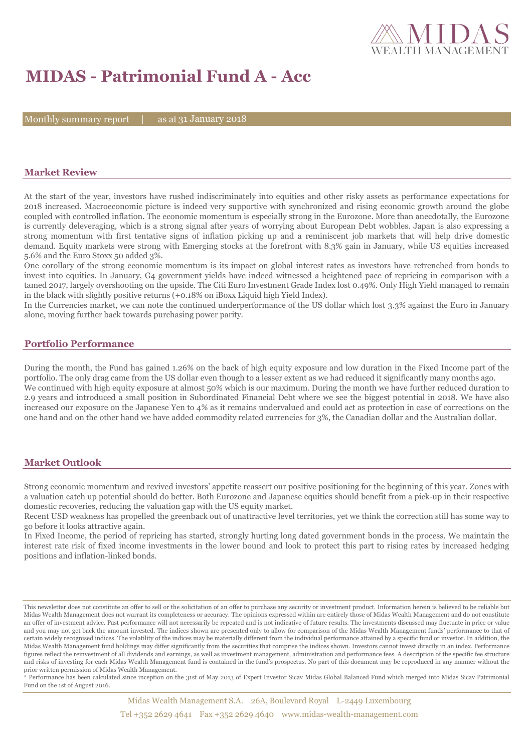# MIDAS - Patrimonial Fund A - Acc

Monthly summary report | as at 31 January 2018

## Market Review

At the start of the year, investors have rushed indiscriminately into equities and other risky assets as performance expectations for 2018 increased. Macroeconomic picture is indeed very supportive with synchronized and rising economic growth around the globe coupled with controlled inflation. The economic momentum is especially strong in the Eurozone. More than anecdotally, the Eurozone is currently deleveraging, which is a strong signal after years of worrying about European Debt wobbles. Japan is also expressing a strong momentum with first tentative signs of inflation picking up and a reminiscent job markets that will help drive domestic demand. Equity markets were strong with Emerging stocks at the forefront with 8.3% gain in January, while US equities increased 5.6% and the Euro Stoxx 50 added 3%.

One corollary of the strong economic momentum is its impact on global interest rates as investors have retrenched from bonds to invest into equities. In January, G4 government yields have indeed witnessed a heightened pace of repricing in comparison with a tamed 2017, largely overshooting on the upside. The Citi Euro Investment Grade Index lost 0.49%. Only High Yield managed to remain in the black with slightly positive returns (+0.18% on iBoxx Liquid high Yield Index).

In the Currencies market, we can note the continued underperformance of the US dollar which lost 3.3% against the Euro in January alone, moving further back towards purchasing power parity.

## Portfolio Performance

During the month, the Fund has gained 1.26% on the back of high equity exposure and low duration in the Fixed Income part of the portfolio. The only drag came from the US dollar even though to a lesser extent as we had reduced it significantly many months ago.

We continued with high equity exposure at almost 50% which is our maximum. During the month we have further reduced duration to 2.9 years and introduced a small position in Subordinated Financial Debt where we see the biggest potential in 2018. We have also increased our exposure on the Japanese Yen to 4% as it remains undervalued and could act as protection in case of corrections on the one hand and on the other hand we have added commodity related currencies for 3%, the Canadian dollar and the Australian dollar.

## Market Outlook

Strong economic momentum and revived investors' appetite reassert our positive positioning for the beginning of this year. Zones with a valuation catch up potential should do better. Both Eurozone and Japanese equities should benefit from a pick-up in their respective domestic recoveries, reducing the valuation gap with the US equity market.

Recent USD weakness has propelled the greenback out of unattractive level territories, yet we think the correction still has some way to go before it looks attractive again.

In Fixed Income, the period of repricing has started, strongly hurting long dated government bonds in the process. We maintain the interest rate risk of fixed income investments in the lower bound and look to protect this part to rising rates by increased hedging positions and inflation-linked bonds.

This newsletter does not constitute an offer to sell or the solicitation of an offer to purchase any security or investment product. Information herein is believed to be reliable but Midas Wealth Management does not warrant its completeness or accuracy. The opinions expressed within are entirely those of Midas Wealth Management and do not constitute an offer of investment advice. Past performance will not necessarily be repeated and is not indicative of future results. The investments discussed may fluctuate in price or value and you may not get back the amount invested. The indices shown are presented only to allow for comparison of the Midas Wealth Management funds' performance to that of certain widely recognised indices. The volatility of the indices may be materially different from the individual performance attained by a specific fund or investor. In addition, the Midas Wealth Management fund holdings may differ significantly from the securities that comprise the indices shown. Investors cannot invest directly in an index. Performance figures reflect the reinvestment of all dividends and earnings, as well as investment management, administration and performance fees. A description of the specific fee structure and risks of investing for each Midas Wealth Management fund is contained in the fund's prospectus. No part of this document may be reproduced in any manner without the prior written permission of Midas Wealth Management.

* Performance has been calculated since inception on the 31st of May 2013 of Expert Investor Sicav Midas Global Balanced Fund which merged into Midas Sicav Patrimonial Fund on the 1st of August 2016.

Midas Wealth Management S.A. 26A, Boulevard Royal L-2449 Luxembourg

Tel +352 2629 4641 Fax +352 2629 4640 www.midas-wealth-management.com